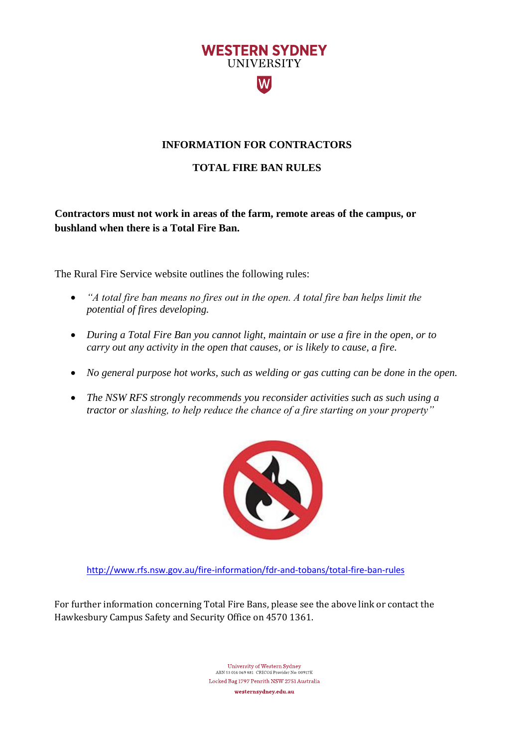**WESTERN SYDNEY**
UNIVERSITY

# INFORMATION FOR CONTRACTORS

## TOTAL FIRE BAN RULES

**Contractors must not work in areas of the farm, remote areas of the campus, or bushland when there is a Total Fire Ban.**

The Rural Fire Service website outlines the following rules:

- *"A total fire ban means no fires out in the open. A total fire ban helps limit the potential of fires developing.*
- *During a Total Fire Ban you cannot light, maintain or use a fire in the open, or to carry out any activity in the open that causes, or is likely to cause, a fire.*
- *No general purpose hot works, such as welding or gas cutting can be done in the open.*
- *The NSW RFS strongly recommends you reconsider activities such as such using a tractor or slashing, to help reduce the chance of a fire starting on your property"*

http://www.rfs.nsw.gov.au/fire-information/fdr-and-tobans/total-fire-ban-rules

For further information concerning Total Fire Bans, please see the above link or contact the Hawkesbury Campus Safety and Security Office on 4570 1361.

University of Western Sydney
ABN 53 014 069 881 CRICOS Provider No: 00917K
Locked Bag 1797 Penrith NSW 2751 Australia
**westernsydney.edu.au**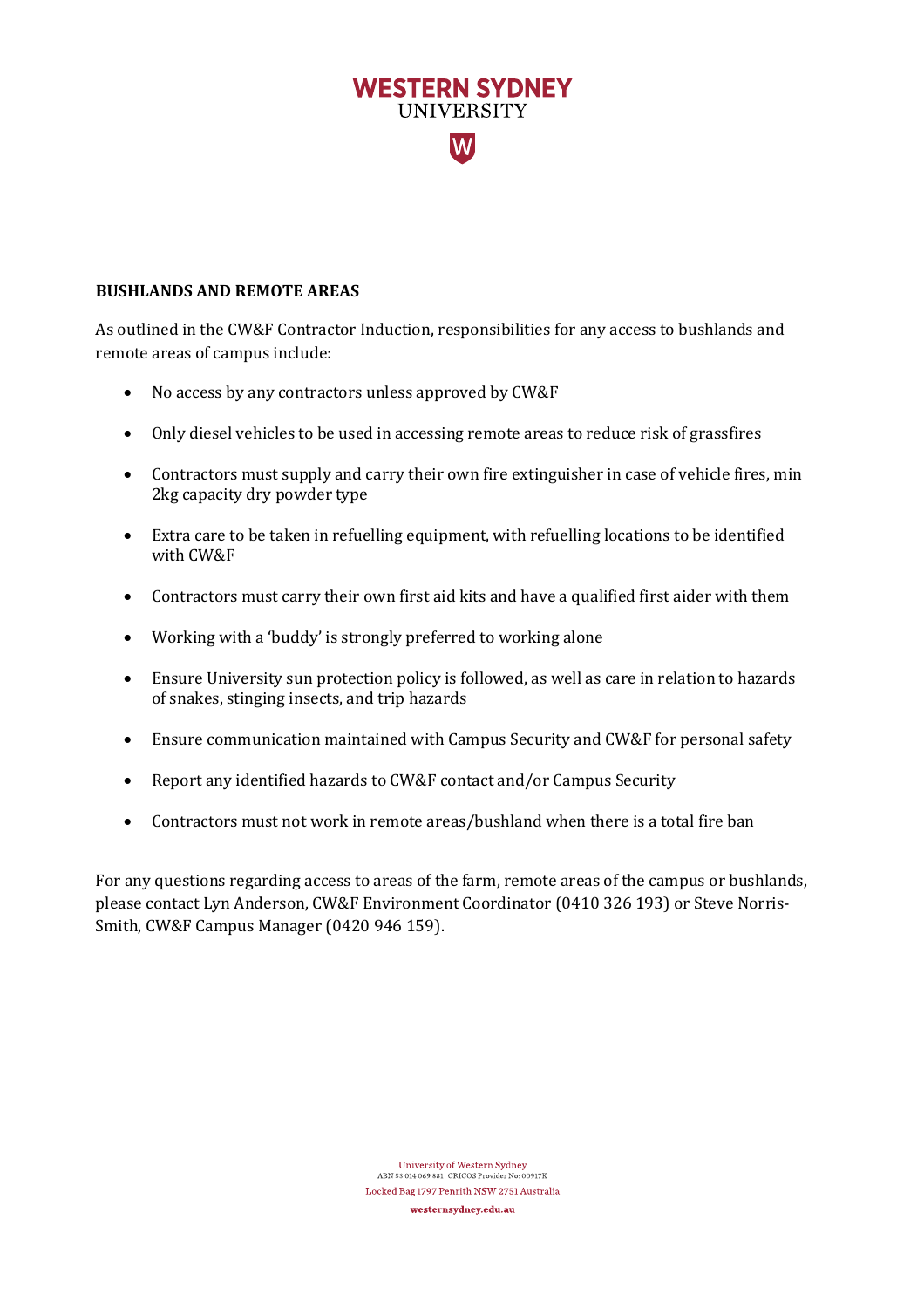**BUSHLANDS AND REMOTE AREAS**

As outlined in the CW&F Contractor Induction, responsibilities for any access to bushlands and remote areas of campus include:

- No access by any contractors unless approved by CW&F
- Only diesel vehicles to be used in accessing remote areas to reduce risk of grassfires
- Contractors must supply and carry their own fire extinguisher in case of vehicle fires, min 2kg capacity dry powder type
- Extra care to be taken in refuelling equipment, with refuelling locations to be identified with CW&F
- Contractors must carry their own first aid kits and have a qualified first aider with them
- Working with a 'buddy' is strongly preferred to working alone
- Ensure University sun protection policy is followed, as well as care in relation to hazards of snakes, stinging insects, and trip hazards
- Ensure communication maintained with Campus Security and CW&F for personal safety
- Report any identified hazards to CW&F contact and/or Campus Security
- Contractors must not work in remote areas/bushland when there is a total fire ban

For any questions regarding access to areas of the farm, remote areas of the campus or bushlands, please contact Lyn Anderson, CW&F Environment Coordinator (0410 326 193) or Steve Norris-Smith, CW&F Campus Manager (0420 946 159).